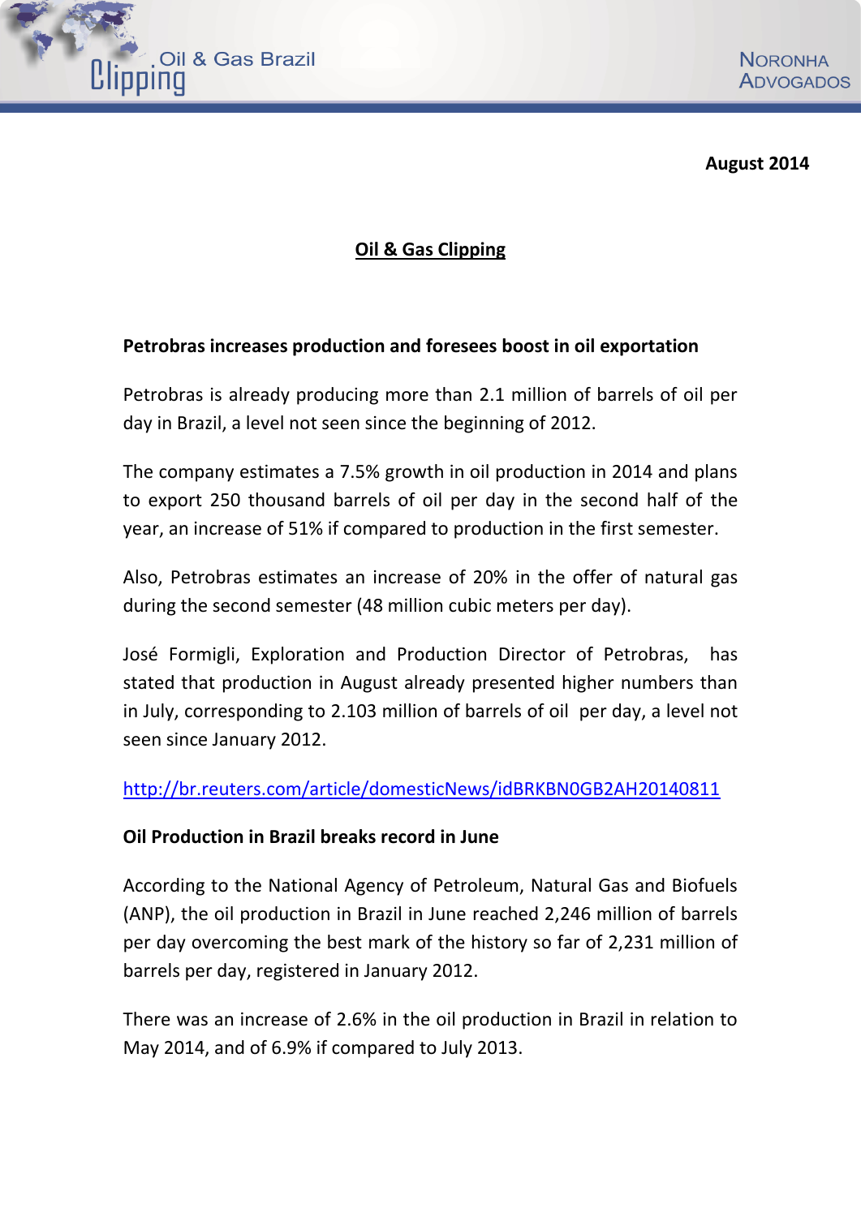**August 2014**

## Oil & Gas Clipping

### Petrobras increases production and foresees boost in oil exportation

Petrobras is already producing more than 2.1 million of barrels of oil per day in Brazil, a level not seen since the beginning of 2012.

The company estimates a 7.5% growth in oil production in 2014 and plans to export 250 thousand barrels of oil per day in the second half of the year, an increase of 51% if compared to production in the first semester.

Also, Petrobras estimates an increase of 20% in the offer of natural gas during the second semester (48 million cubic meters per day).

José Formigli, Exploration and Production Director of Petrobras, has stated that production in August already presented higher numbers than in July, corresponding to 2.103 million of barrels of oil per day, a level not seen since January 2012.

http://br.reuters.com/article/domesticNews/idBRKBN0GB2AH20140811

### Oil Production in Brazil breaks record in June

According to the National Agency of Petroleum, Natural Gas and Biofuels (ANP), the oil production in Brazil in June reached 2,246 million of barrels per day overcoming the best mark of the history so far of 2,231 million of barrels per day, registered in January 2012.

There was an increase of 2.6% in the oil production in Brazil in relation to May 2014, and of 6.9% if compared to July 2013.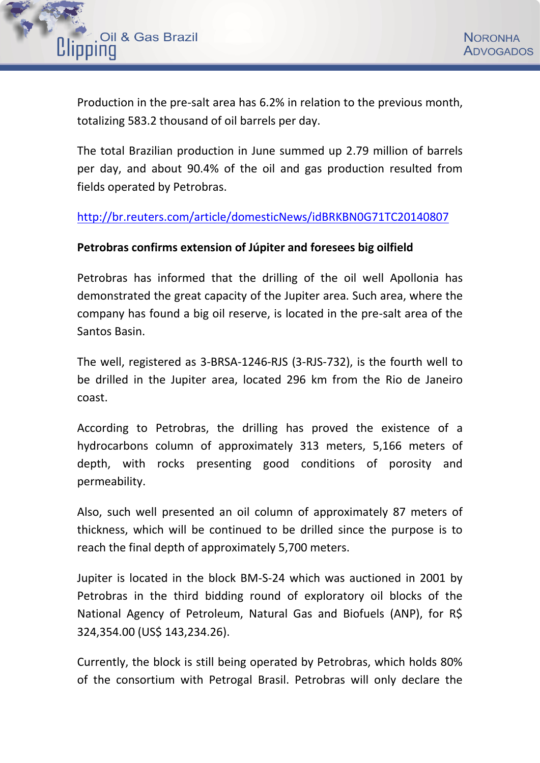Production in the pre-salt area has 6.2% in relation to the previous month, totalizing 583.2 thousand of oil barrels per day.

The total Brazilian production in June summed up 2.79 million of barrels per day, and about 90.4% of the oil and gas production resulted from fields operated by Petrobras.

http://br.reuters.com/article/domesticNews/idBRKBN0G71TC20140807

**Petrobras confirms extension of Júpiter and foresees big oilfield**

Petrobras has informed that the drilling of the oil well Apollonia has demonstrated the great capacity of the Jupiter area. Such area, where the company has found a big oil reserve, is located in the pre-salt area of the Santos Basin.

The well, registered as 3-BRSA-1246-RJS (3-RJS-732), is the fourth well to be drilled in the Jupiter area, located 296 km from the Rio de Janeiro coast.

According to Petrobras, the drilling has proved the existence of a hydrocarbons column of approximately 313 meters, 5,166 meters of depth, with rocks presenting good conditions of porosity and permeability.

Also, such well presented an oil column of approximately 87 meters of thickness, which will be continued to be drilled since the purpose is to reach the final depth of approximately 5,700 meters.

Jupiter is located in the block BM-S-24 which was auctioned in 2001 by Petrobras in the third bidding round of exploratory oil blocks of the National Agency of Petroleum, Natural Gas and Biofuels (ANP), for R$ 324,354.00 (US$ 143,234.26).

Currently, the block is still being operated by Petrobras, which holds 80% of the consortium with Petrogal Brasil. Petrobras will only declare the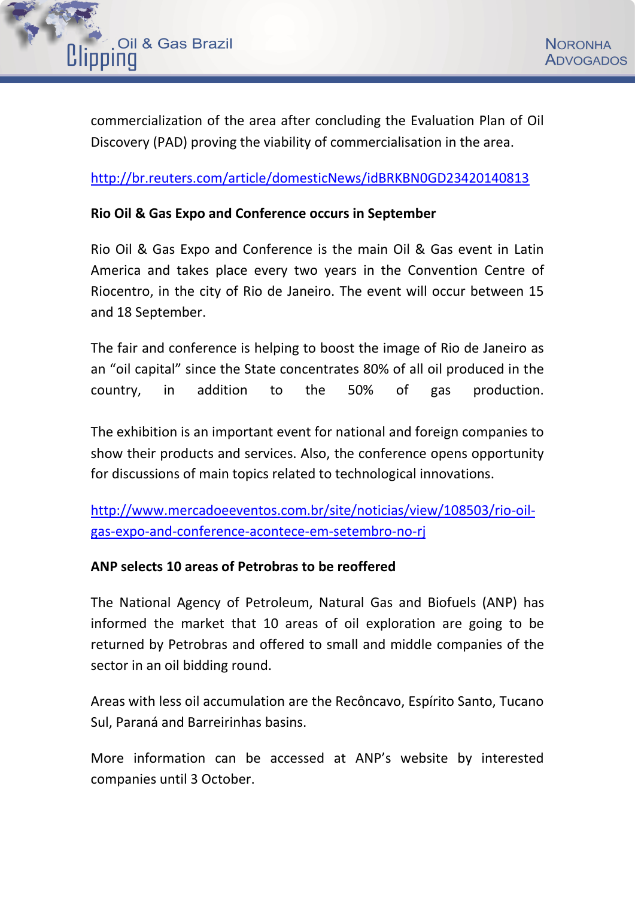commercialization of the area after concluding the Evaluation Plan of Oil Discovery (PAD) proving the viability of commercialisation in the area.

http://br.reuters.com/article/domesticNews/idBRKBN0GD23420140813

**Rio Oil & Gas Expo and Conference occurs in September**

Rio Oil & Gas Expo and Conference is the main Oil & Gas event in Latin America and takes place every two years in the Convention Centre of Riocentro, in the city of Rio de Janeiro. The event will occur between 15 and 18 September.

The fair and conference is helping to boost the image of Rio de Janeiro as an "oil capital" since the State concentrates 80% of all oil produced in the country, in addition to the 50% of gas production.

The exhibition is an important event for national and foreign companies to show their products and services. Also, the conference opens opportunity for discussions of main topics related to technological innovations.

http://www.mercadoeeventos.com.br/site/noticias/view/108503/rio-oil-gas-expo-and-conference-acontece-em-setembro-no-rj

**ANP selects 10 areas of Petrobras to be reoffered**

The National Agency of Petroleum, Natural Gas and Biofuels (ANP) has informed the market that 10 areas of oil exploration are going to be returned by Petrobras and offered to small and middle companies of the sector in an oil bidding round.

Areas with less oil accumulation are the Recôncavo, Espírito Santo, Tucano Sul, Paraná and Barreirinhas basins.

More information can be accessed at ANP's website by interested companies until 3 October.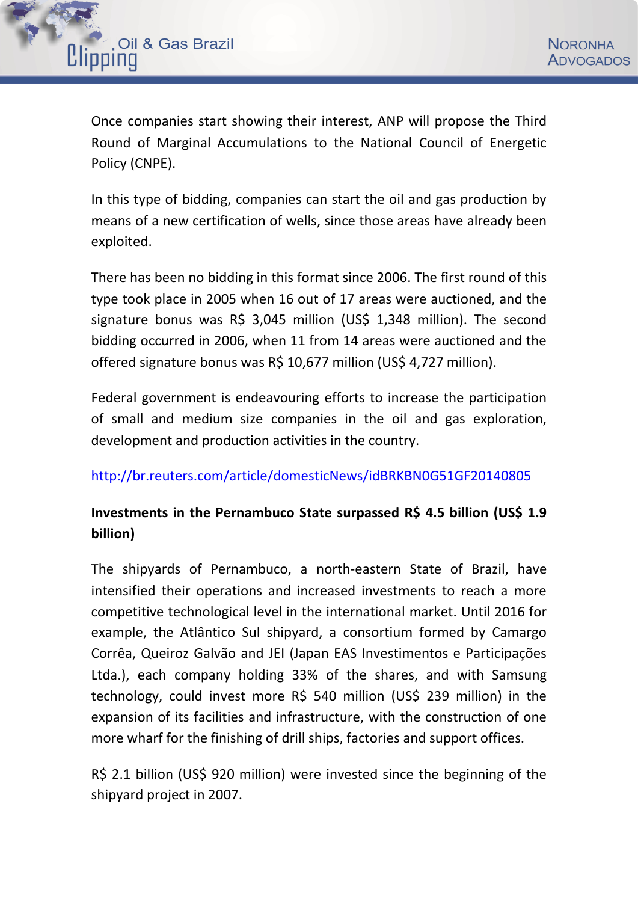Once companies start showing their interest, ANP will propose the Third Round of Marginal Accumulations to the National Council of Energetic Policy (CNPE).

In this type of bidding, companies can start the oil and gas production by means of a new certification of wells, since those areas have already been exploited.

There has been no bidding in this format since 2006. The first round of this type took place in 2005 when 16 out of 17 areas were auctioned, and the signature bonus was R$ 3,045 million (US$ 1,348 million). The second bidding occurred in 2006, when 11 from 14 areas were auctioned and the offered signature bonus was R$ 10,677 million (US$ 4,727 million).

Federal government is endeavouring efforts to increase the participation of small and medium size companies in the oil and gas exploration, development and production activities in the country.

http://br.reuters.com/article/domesticNews/idBRKBN0G51GF20140805

**Investments in the Pernambuco State surpassed R$ 4.5 billion (US$ 1.9 billion)**

The shipyards of Pernambuco, a north-eastern State of Brazil, have intensified their operations and increased investments to reach a more competitive technological level in the international market. Until 2016 for example, the Atlântico Sul shipyard, a consortium formed by Camargo Corrêa, Queiroz Galvão and JEI (Japan EAS Investimentos e Participações Ltda.), each company holding 33% of the shares, and with Samsung technology, could invest more R$ 540 million (US$ 239 million) in the expansion of its facilities and infrastructure, with the construction of one more wharf for the finishing of drill ships, factories and support offices.

R$ 2.1 billion (US$ 920 million) were invested since the beginning of the shipyard project in 2007.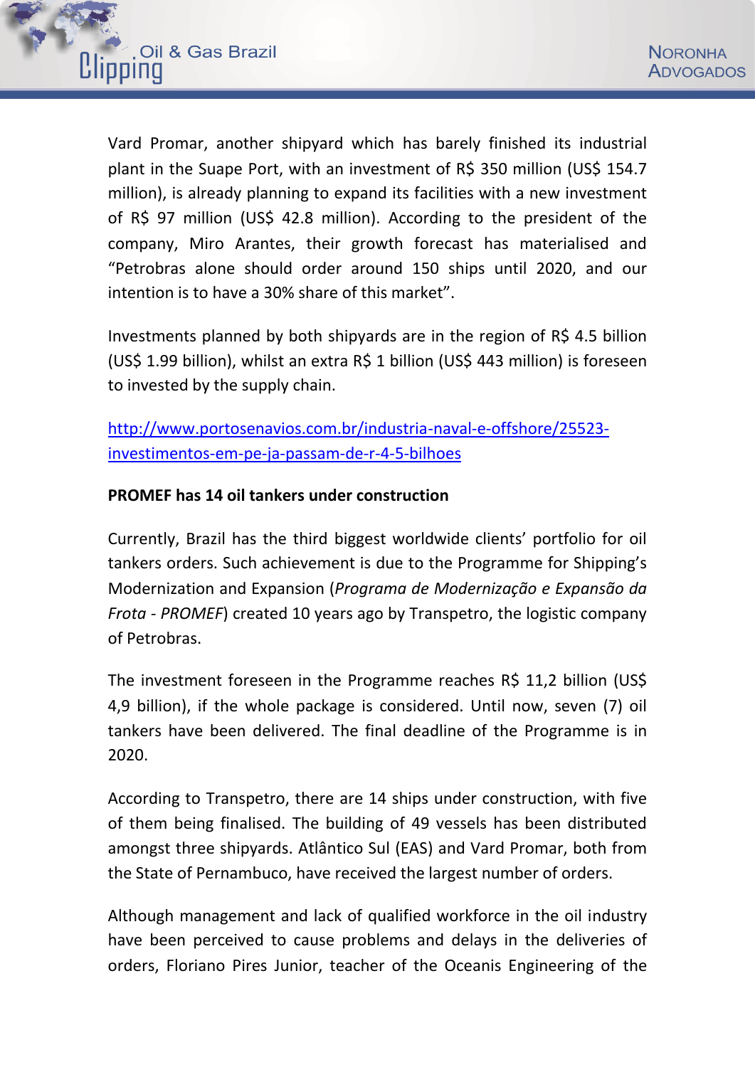Vard Promar, another shipyard which has barely finished its industrial plant in the Suape Port, with an investment of R$ 350 million (US$ 154.7 million), is already planning to expand its facilities with a new investment of R$ 97 million (US$ 42.8 million). According to the president of the company, Miro Arantes, their growth forecast has materialised and "Petrobras alone should order around 150 ships until 2020, and our intention is to have a 30% share of this market".

Investments planned by both shipyards are in the region of R$ 4.5 billion (US$ 1.99 billion), whilst an extra R$ 1 billion (US$ 443 million) is foreseen to invested by the supply chain.

http://www.portosenavios.com.br/industria-naval-e-offshore/25523-investimentos-em-pe-ja-passam-de-r-4-5-bilhoes

**PROMEF has 14 oil tankers under construction**

Currently, Brazil has the third biggest worldwide clients' portfolio for oil tankers orders. Such achievement is due to the Programme for Shipping's Modernization and Expansion (*Programa de Modernização e Expansão da Frota - PROMEF*) created 10 years ago by Transpetro, the logistic company of Petrobras.

The investment foreseen in the Programme reaches R$ 11,2 billion (US$ 4,9 billion), if the whole package is considered. Until now, seven (7) oil tankers have been delivered. The final deadline of the Programme is in 2020.

According to Transpetro, there are 14 ships under construction, with five of them being finalised. The building of 49 vessels has been distributed amongst three shipyards. Atlântico Sul (EAS) and Vard Promar, both from the State of Pernambuco, have received the largest number of orders.

Although management and lack of qualified workforce in the oil industry have been perceived to cause problems and delays in the deliveries of orders, Floriano Pires Junior, teacher of the Oceanis Engineering of the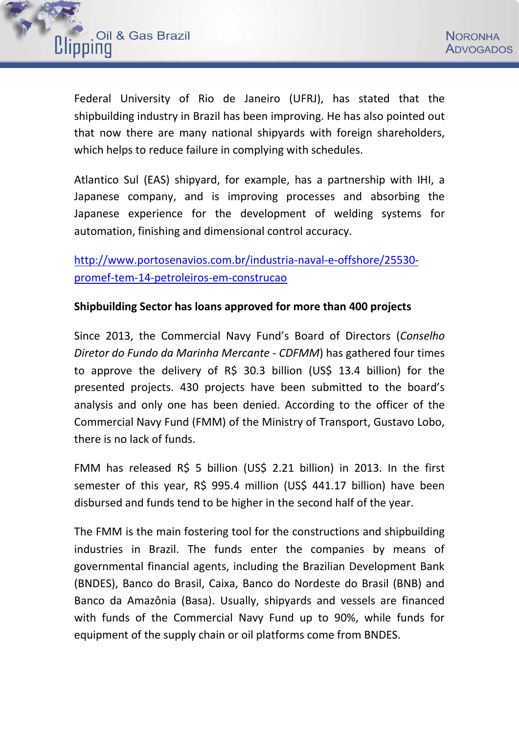Federal University of Rio de Janeiro (UFRJ), has stated that the shipbuilding industry in Brazil has been improving. He has also pointed out that now there are many national shipyards with foreign shareholders, which helps to reduce failure in complying with schedules.

Atlantico Sul (EAS) shipyard, for example, has a partnership with IHI, a Japanese company, and is improving processes and absorbing the Japanese experience for the development of welding systems for automation, finishing and dimensional control accuracy.

[http://www.portosenavios.com.br/industria-naval-e-offshore/25530-promef-tem-14-petroleiros-em-construcao](http://www.portosenavios.com.br/industria-naval-e-offshore/25530-promef-tem-14-petroleiros-em-construcao)

**Shipbuilding Sector has loans approved for more than 400 projects**

Since 2013, the Commercial Navy Fund's Board of Directors (*Conselho Diretor do Fundo da Marinha Mercante - CDFMM*) has gathered four times to approve the delivery of R$ 30.3 billion (US$ 13.4 billion) for the presented projects. 430 projects have been submitted to the board's analysis and only one has been denied. According to the officer of the Commercial Navy Fund (FMM) of the Ministry of Transport, Gustavo Lobo, there is no lack of funds.

FMM has released R$ 5 billion (US$ 2.21 billion) in 2013. In the first semester of this year, R$ 995.4 million (US$ 441.17 billion) have been disbursed and funds tend to be higher in the second half of the year.

The FMM is the main fostering tool for the constructions and shipbuilding industries in Brazil. The funds enter the companies by means of governmental financial agents, including the Brazilian Development Bank (BNDES), Banco do Brasil, Caixa, Banco do Nordeste do Brasil (BNB) and Banco da Amazônia (Basa). Usually, shipyards and vessels are financed with funds of the Commercial Navy Fund up to 90%, while funds for equipment of the supply chain or oil platforms come from BNDES.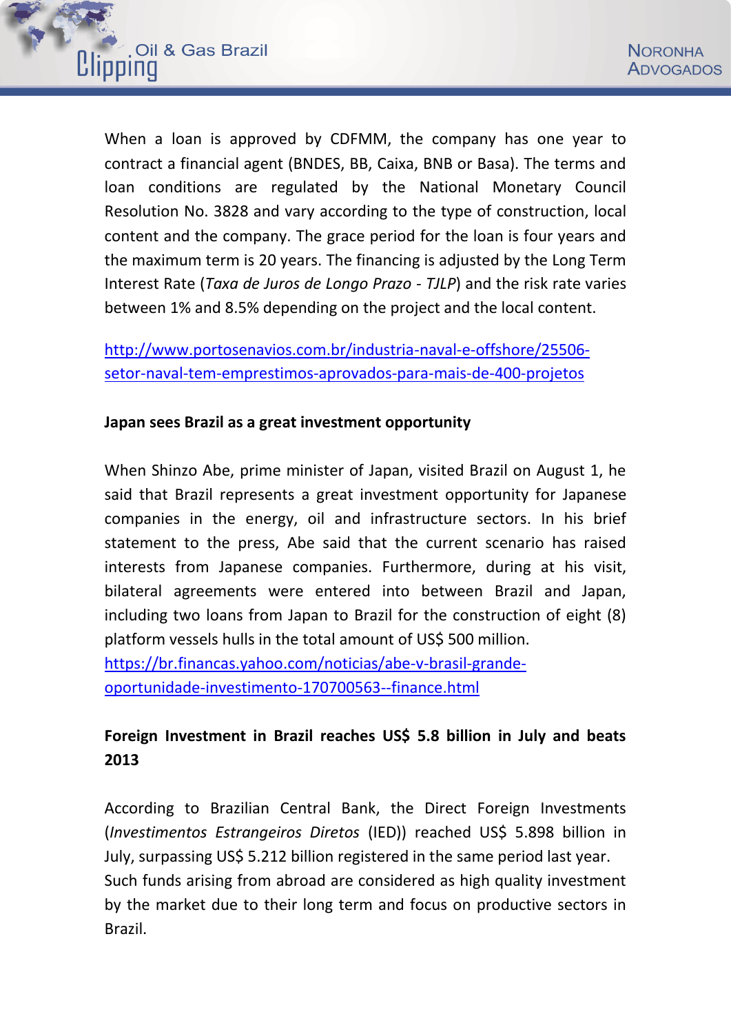When a loan is approved by CDFMM, the company has one year to contract a financial agent (BNDES, BB, Caixa, BNB or Basa). The terms and loan conditions are regulated by the National Monetary Council Resolution No. 3828 and vary according to the type of construction, local content and the company. The grace period for the loan is four years and the maximum term is 20 years. The financing is adjusted by the Long Term Interest Rate (*Taxa de Juros de Longo Prazo - TJLP*) and the risk rate varies between 1% and 8.5% depending on the project and the local content.

http://www.portosenavios.com.br/industria-naval-e-offshore/25506-setor-naval-tem-emprestimos-aprovados-para-mais-de-400-projetos

**Japan sees Brazil as a great investment opportunity**

When Shinzo Abe, prime minister of Japan, visited Brazil on August 1, he said that Brazil represents a great investment opportunity for Japanese companies in the energy, oil and infrastructure sectors. In his brief statement to the press, Abe said that the current scenario has raised interests from Japanese companies. Furthermore, during at his visit, bilateral agreements were entered into between Brazil and Japan, including two loans from Japan to Brazil for the construction of eight (8) platform vessels hulls in the total amount of US$ 500 million.
https://br.financas.yahoo.com/noticias/abe-v-brasil-grande-oportunidade-investimento-170700563--finance.html

**Foreign Investment in Brazil reaches US$ 5.8 billion in July and beats 2013**

According to Brazilian Central Bank, the Direct Foreign Investments (*Investimentos Estrangeiros Diretos* (IED)) reached US$ 5.898 billion in July, surpassing US$ 5.212 billion registered in the same period last year.
Such funds arising from abroad are considered as high quality investment by the market due to their long term and focus on productive sectors in Brazil.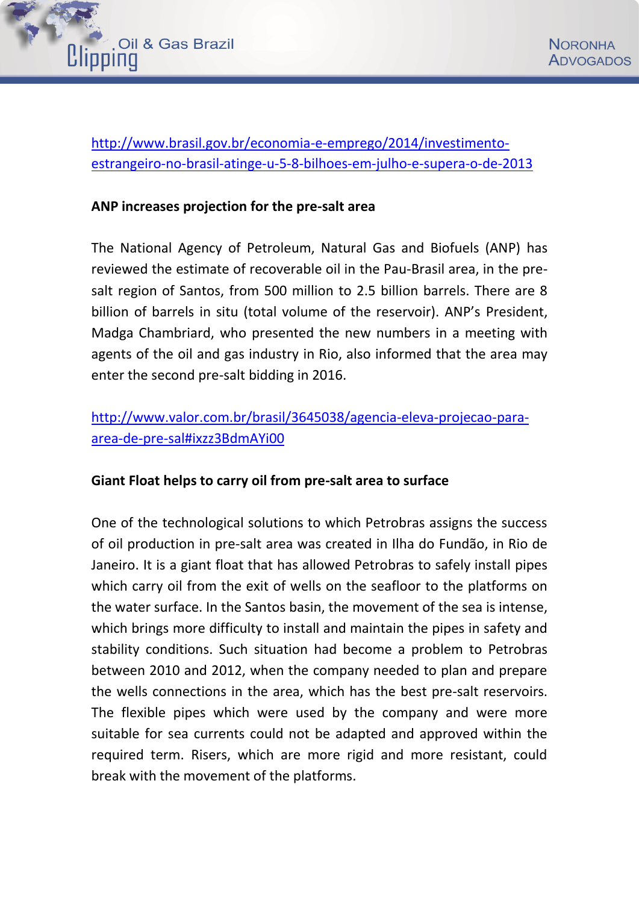http://www.brasil.gov.br/economia-e-emprego/2014/investimento-estrangeiro-no-brasil-atinge-u-5-8-bilhoes-em-julho-e-supera-o-de-2013

**ANP increases projection for the pre-salt area**

The National Agency of Petroleum, Natural Gas and Biofuels (ANP) has reviewed the estimate of recoverable oil in the Pau-Brasil area, in the pre-salt region of Santos, from 500 million to 2.5 billion barrels. There are 8 billion of barrels in situ (total volume of the reservoir). ANP's President, Madga Chambriard, who presented the new numbers in a meeting with agents of the oil and gas industry in Rio, also informed that the area may enter the second pre-salt bidding in 2016.

http://www.valor.com.br/brasil/3645038/agencia-eleva-projecao-para-area-de-pre-sal#ixzz3BdmAYi00

**Giant Float helps to carry oil from pre-salt area to surface**

One of the technological solutions to which Petrobras assigns the success of oil production in pre-salt area was created in Ilha do Fundão, in Rio de Janeiro. It is a giant float that has allowed Petrobras to safely install pipes which carry oil from the exit of wells on the seafloor to the platforms on the water surface. In the Santos basin, the movement of the sea is intense, which brings more difficulty to install and maintain the pipes in safety and stability conditions. Such situation had become a problem to Petrobras between 2010 and 2012, when the company needed to plan and prepare the wells connections in the area, which has the best pre-salt reservoirs. The flexible pipes which were used by the company and were more suitable for sea currents could not be adapted and approved within the required term. Risers, which are more rigid and more resistant, could break with the movement of the platforms.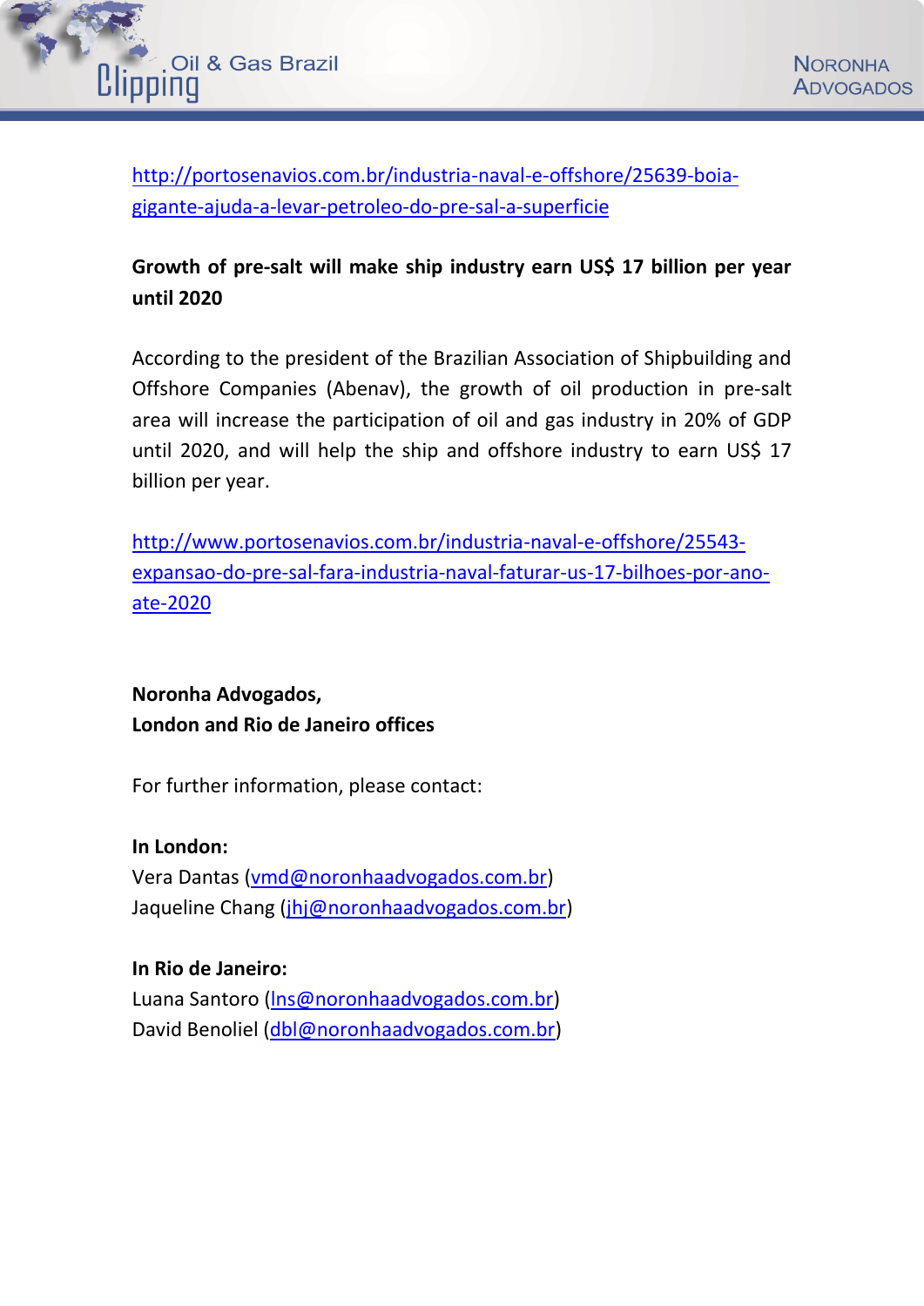http://portosenavios.com.br/industria-naval-e-offshore/25639-boia-gigante-ajuda-a-levar-petroleo-do-pre-sal-a-superficie

**Growth of pre-salt will make ship industry earn US$ 17 billion per year until 2020**

According to the president of the Brazilian Association of Shipbuilding and Offshore Companies (Abenav), the growth of oil production in pre-salt area will increase the participation of oil and gas industry in 20% of GDP until 2020, and will help the ship and offshore industry to earn US$ 17 billion per year.

http://www.portosenavios.com.br/industria-naval-e-offshore/25543-expansao-do-pre-sal-fara-industria-naval-faturar-us-17-bilhoes-por-ano-ate-2020

**Noronha Advogados,**
**London and Rio de Janeiro offices**

For further information, please contact:

**In London:**
Vera Dantas (vmd@noronhaadvogados.com.br)
Jaqueline Chang (jhj@noronhaadvogados.com.br)

**In Rio de Janeiro:**
Luana Santoro (lns@noronhaadvogados.com.br)
David Benoliel (dbl@noronhaadvogados.com.br)